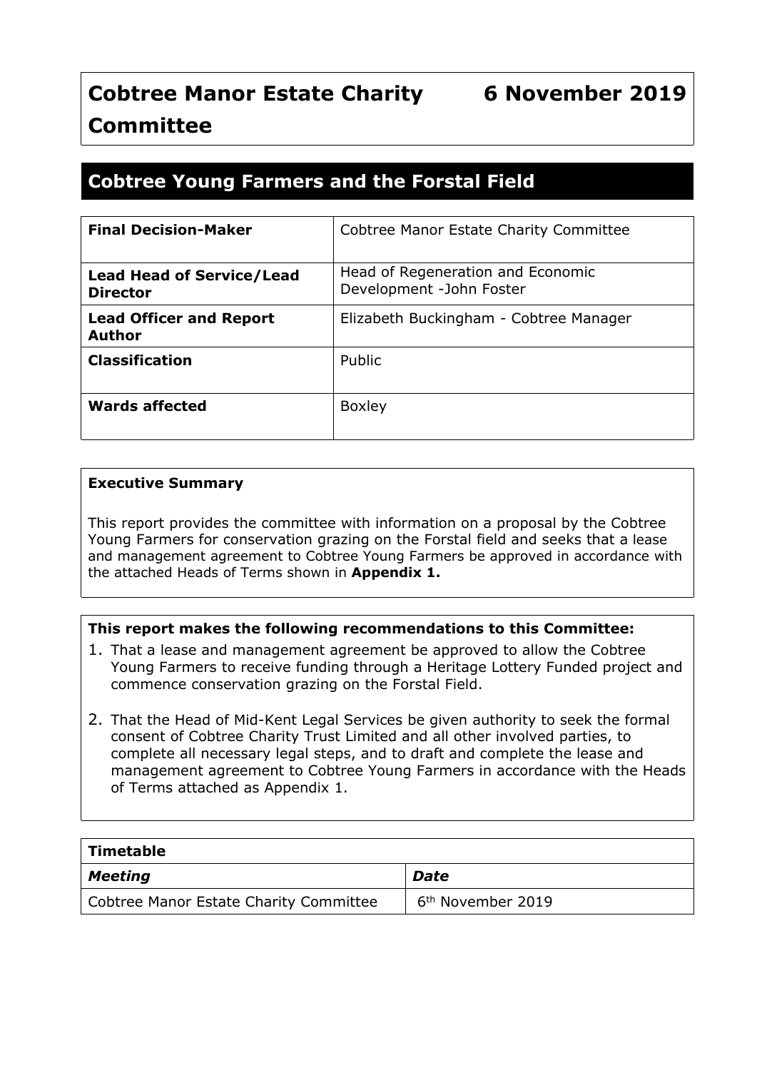# Cobtree Manor Estate Charity Committee — 6 November 2019

## Cobtree Young Farmers and the Forstal Field

| | |
|---|---|
| **Final Decision-Maker** | Cobtree Manor Estate Charity Committee |
| **Lead Head of Service/Lead Director** | Head of Regeneration and Economic Development -John Foster |
| **Lead Officer and Report Author** | Elizabeth Buckingham - Cobtree Manager |
| **Classification** | Public |
| **Wards affected** | Boxley |

**Executive Summary**

This report provides the committee with information on a proposal by the Cobtree Young Farmers for conservation grazing on the Forstal field and seeks that a lease and management agreement to Cobtree Young Farmers be approved in accordance with the attached Heads of Terms shown in **Appendix 1.**

**This report makes the following recommendations to this Committee:**

1. That a lease and management agreement be approved to allow the Cobtree Young Farmers to receive funding through a Heritage Lottery Funded project and commence conservation grazing on the Forstal Field.
2. That the Head of Mid-Kent Legal Services be given authority to seek the formal consent of Cobtree Charity Trust Limited and all other involved parties, to complete all necessary legal steps, and to draft and complete the lease and management agreement to Cobtree Young Farmers in accordance with the Heads of Terms attached as Appendix 1.

| **Timetable** | |
|---|---|
| ***Meeting*** | ***Date*** |
| Cobtree Manor Estate Charity Committee | 6th November 2019 |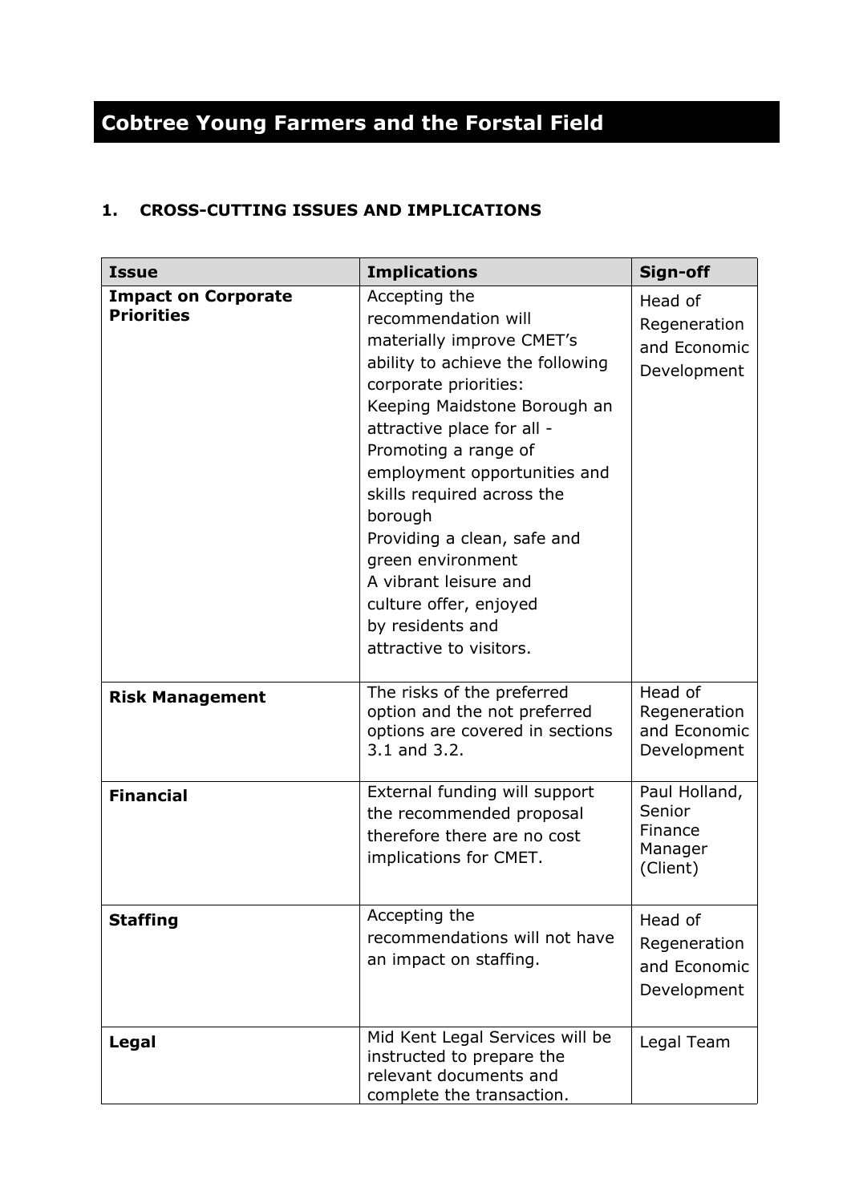# Cobtree Young Farmers and the Forstal Field

## 1. CROSS-CUTTING ISSUES AND IMPLICATIONS

| Issue | Implications | Sign-off |
| --- | --- | --- |
| **Impact on Corporate Priorities** | Accepting the recommendation will materially improve CMET's ability to achieve the following corporate priorities: Keeping Maidstone Borough an attractive place for all - Promoting a range of employment opportunities and skills required across the borough Providing a clean, safe and green environment A vibrant leisure and culture offer, enjoyed by residents and attractive to visitors. | Head of Regeneration and Economic Development |
| **Risk Management** | The risks of the preferred option and the not preferred options are covered in sections 3.1 and 3.2. | Head of Regeneration and Economic Development |
| **Financial** | External funding will support the recommended proposal therefore there are no cost implications for CMET. | Paul Holland, Senior Finance Manager (Client) |
| **Staffing** | Accepting the recommendations will not have an impact on staffing. | Head of Regeneration and Economic Development |
| **Legal** | Mid Kent Legal Services will be instructed to prepare the relevant documents and complete the transaction. | Legal Team |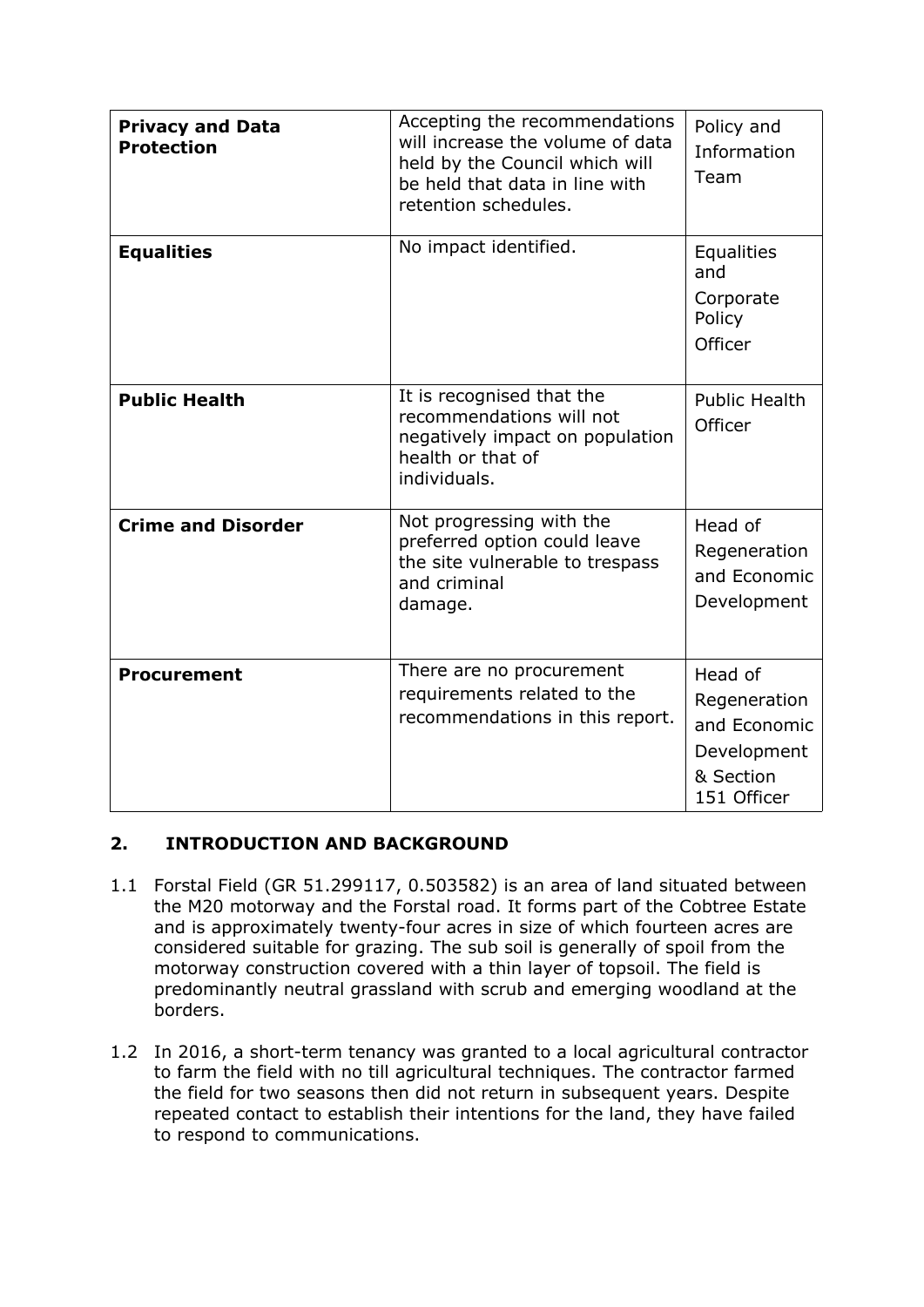| | | |
|---|---|---|
| **Privacy and Data Protection** | Accepting the recommendations will increase the volume of data held by the Council which will be held that data in line with retention schedules. | Policy and Information Team |
| **Equalities** | No impact identified. | Equalities and Corporate Policy Officer |
| **Public Health** | It is recognised that the recommendations will not negatively impact on population health or that of individuals. | Public Health Officer |
| **Crime and Disorder** | Not progressing with the preferred option could leave the site vulnerable to trespass and criminal damage. | Head of Regeneration and Economic Development |
| **Procurement** | There are no procurement requirements related to the recommendations in this report. | Head of Regeneration and Economic Development & Section 151 Officer |

## 2. INTRODUCTION AND BACKGROUND

1.1 Forstal Field (GR 51.299117, 0.503582) is an area of land situated between the M20 motorway and the Forstal road. It forms part of the Cobtree Estate and is approximately twenty-four acres in size of which fourteen acres are considered suitable for grazing. The sub soil is generally of spoil from the motorway construction covered with a thin layer of topsoil. The field is predominantly neutral grassland with scrub and emerging woodland at the borders.

1.2 In 2016, a short-term tenancy was granted to a local agricultural contractor to farm the field with no till agricultural techniques. The contractor farmed the field for two seasons then did not return in subsequent years. Despite repeated contact to establish their intentions for the land, they have failed to respond to communications.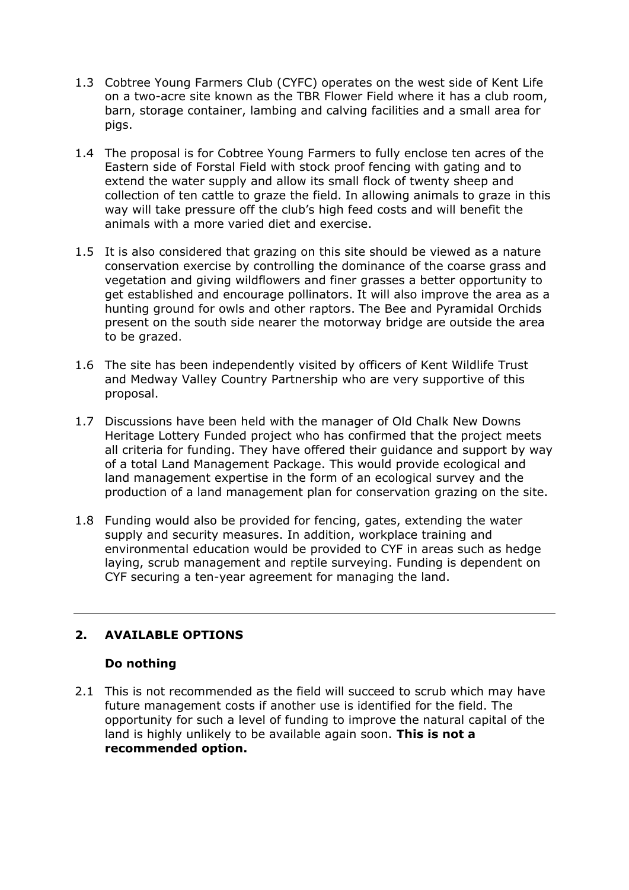1.3 Cobtree Young Farmers Club (CYFC) operates on the west side of Kent Life on a two-acre site known as the TBR Flower Field where it has a club room, barn, storage container, lambing and calving facilities and a small area for pigs.

1.4 The proposal is for Cobtree Young Farmers to fully enclose ten acres of the Eastern side of Forstal Field with stock proof fencing with gating and to extend the water supply and allow its small flock of twenty sheep and collection of ten cattle to graze the field. In allowing animals to graze in this way will take pressure off the club's high feed costs and will benefit the animals with a more varied diet and exercise.

1.5 It is also considered that grazing on this site should be viewed as a nature conservation exercise by controlling the dominance of the coarse grass and vegetation and giving wildflowers and finer grasses a better opportunity to get established and encourage pollinators. It will also improve the area as a hunting ground for owls and other raptors. The Bee and Pyramidal Orchids present on the south side nearer the motorway bridge are outside the area to be grazed.

1.6 The site has been independently visited by officers of Kent Wildlife Trust and Medway Valley Country Partnership who are very supportive of this proposal.

1.7 Discussions have been held with the manager of Old Chalk New Downs Heritage Lottery Funded project who has confirmed that the project meets all criteria for funding. They have offered their guidance and support by way of a total Land Management Package. This would provide ecological and land management expertise in the form of an ecological survey and the production of a land management plan for conservation grazing on the site.

1.8 Funding would also be provided for fencing, gates, extending the water supply and security measures. In addition, workplace training and environmental education would be provided to CYF in areas such as hedge laying, scrub management and reptile surveying. Funding is dependent on CYF securing a ten-year agreement for managing the land.

---

## 2. AVAILABLE OPTIONS

### Do nothing

2.1 This is not recommended as the field will succeed to scrub which may have future management costs if another use is identified for the field. The opportunity for such a level of funding to improve the natural capital of the land is highly unlikely to be available again soon. **This is not a recommended option.**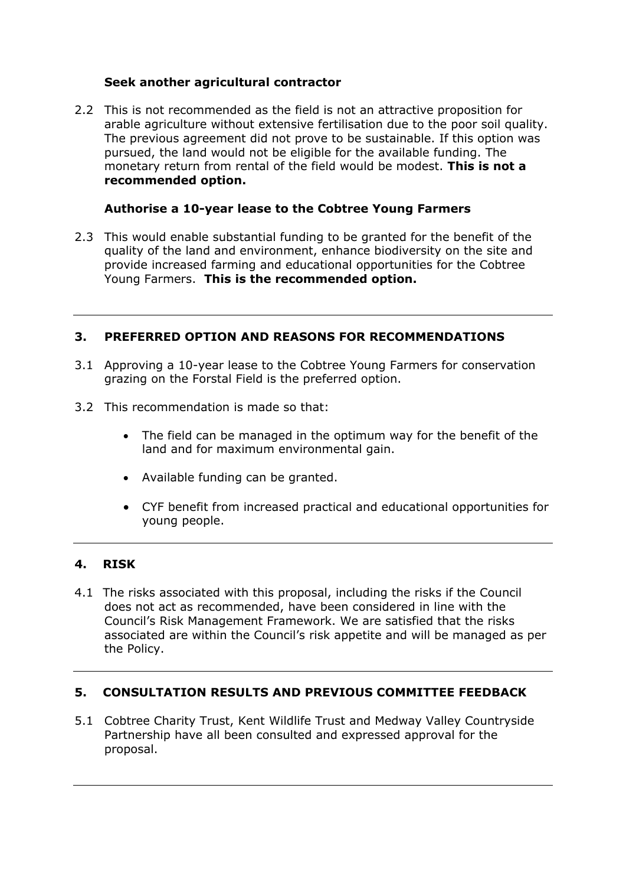**Seek another agricultural contractor**

2.2 This is not recommended as the field is not an attractive proposition for arable agriculture without extensive fertilisation due to the poor soil quality. The previous agreement did not prove to be sustainable. If this option was pursued, the land would not be eligible for the available funding. The monetary return from rental of the field would be modest. **This is not a recommended option.**

**Authorise a 10-year lease to the Cobtree Young Farmers**

2.3 This would enable substantial funding to be granted for the benefit of the quality of the land and environment, enhance biodiversity on the site and provide increased farming and educational opportunities for the Cobtree Young Farmers. **This is the recommended option.**

---

## 3. PREFERRED OPTION AND REASONS FOR RECOMMENDATIONS

3.1 Approving a 10-year lease to the Cobtree Young Farmers for conservation grazing on the Forstal Field is the preferred option.

3.2 This recommendation is made so that:

- The field can be managed in the optimum way for the benefit of the land and for maximum environmental gain.
- Available funding can be granted.
- CYF benefit from increased practical and educational opportunities for young people.

---

## 4. RISK

4.1 The risks associated with this proposal, including the risks if the Council does not act as recommended, have been considered in line with the Council's Risk Management Framework. We are satisfied that the risks associated are within the Council's risk appetite and will be managed as per the Policy.

---

## 5. CONSULTATION RESULTS AND PREVIOUS COMMITTEE FEEDBACK

5.1 Cobtree Charity Trust, Kent Wildlife Trust and Medway Valley Countryside Partnership have all been consulted and expressed approval for the proposal.

---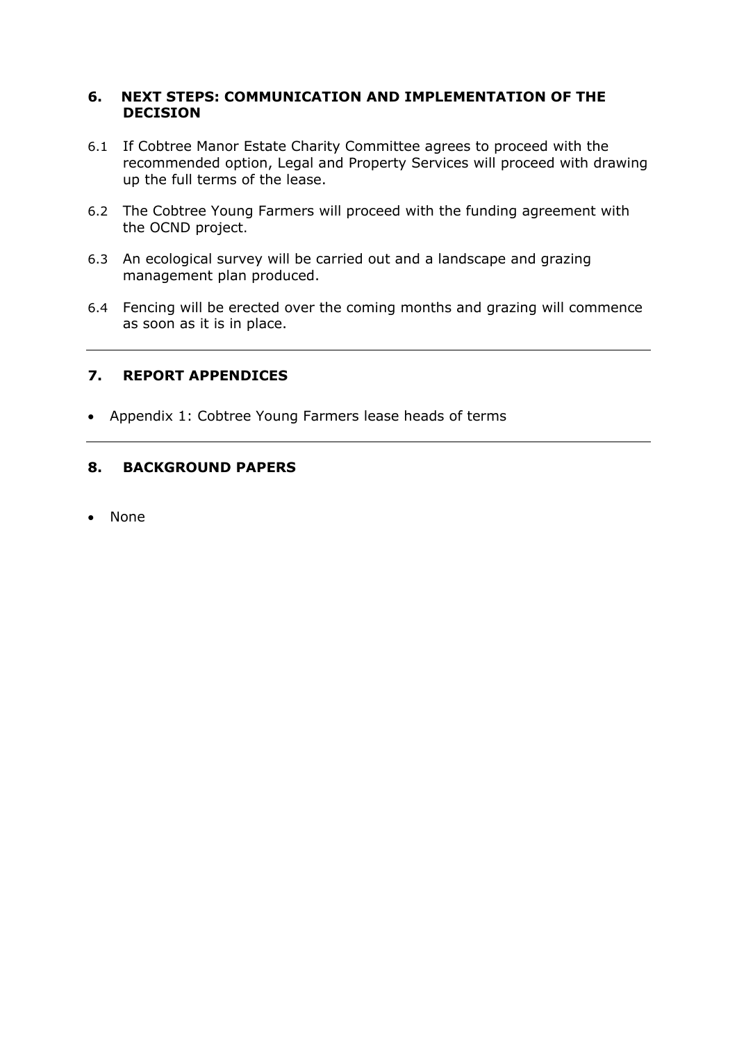## 6. NEXT STEPS: COMMUNICATION AND IMPLEMENTATION OF THE DECISION

6.1 If Cobtree Manor Estate Charity Committee agrees to proceed with the recommended option, Legal and Property Services will proceed with drawing up the full terms of the lease.

6.2 The Cobtree Young Farmers will proceed with the funding agreement with the OCND project.

6.3 An ecological survey will be carried out and a landscape and grazing management plan produced.

6.4 Fencing will be erected over the coming months and grazing will commence as soon as it is in place.

---

## 7. REPORT APPENDICES

- Appendix 1: Cobtree Young Farmers lease heads of terms

---

## 8. BACKGROUND PAPERS

- None